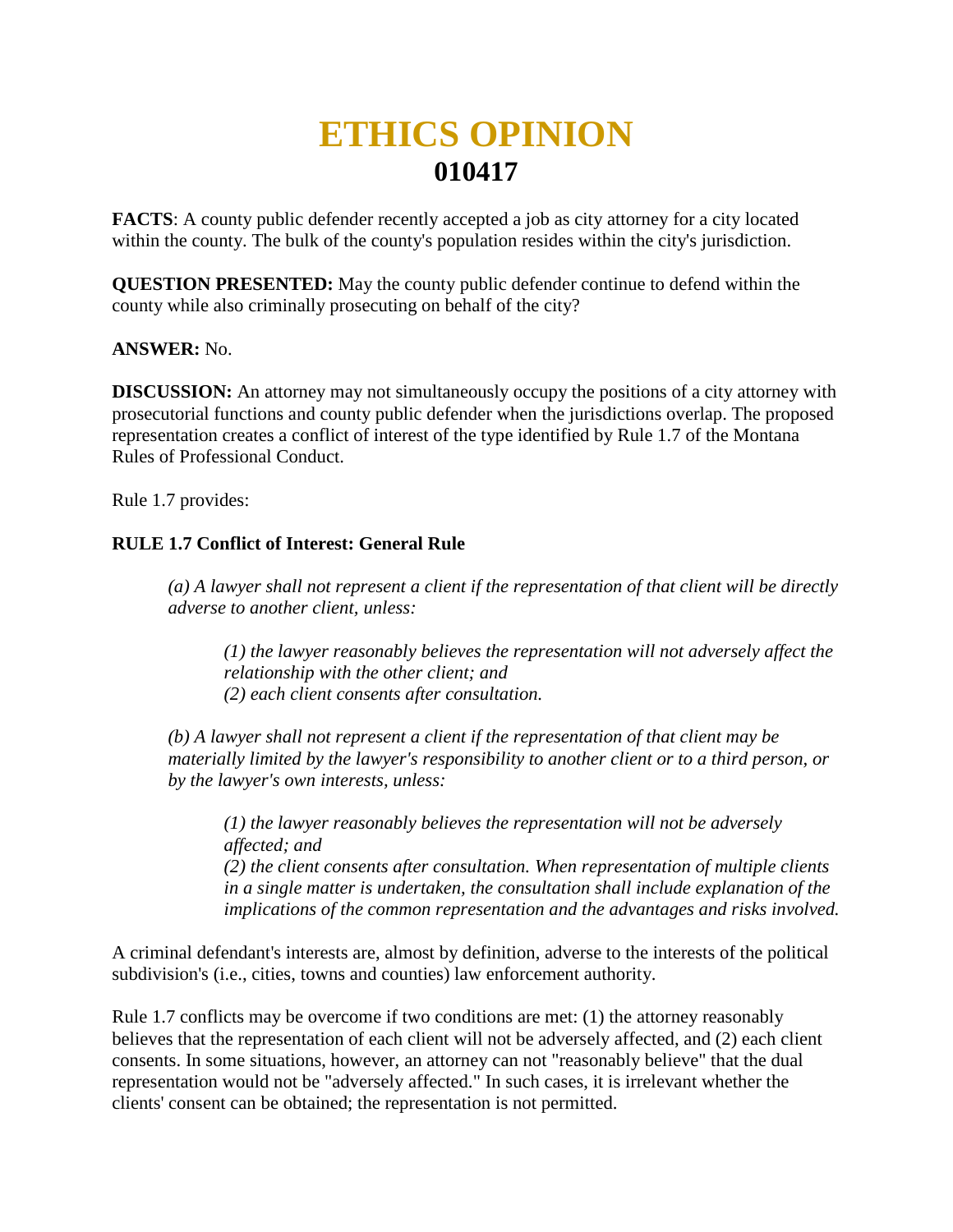# ETHICS OPINION
## 010417

**FACTS**: A county public defender recently accepted a job as city attorney for a city located within the county. The bulk of the county's population resides within the city's jurisdiction.

**QUESTION PRESENTED:** May the county public defender continue to defend within the county while also criminally prosecuting on behalf of the city?

**ANSWER:** No.

**DISCUSSION:** An attorney may not simultaneously occupy the positions of a city attorney with prosecutorial functions and county public defender when the jurisdictions overlap. The proposed representation creates a conflict of interest of the type identified by Rule 1.7 of the Montana Rules of Professional Conduct.

Rule 1.7 provides:

**RULE 1.7 Conflict of Interest: General Rule**

> *(a) A lawyer shall not represent a client if the representation of that client will be directly adverse to another client, unless:*
>
> > *(1) the lawyer reasonably believes the representation will not adversely affect the relationship with the other client; and*
> > *(2) each client consents after consultation.*
>
> *(b) A lawyer shall not represent a client if the representation of that client may be materially limited by the lawyer's responsibility to another client or to a third person, or by the lawyer's own interests, unless:*
>
> > *(1) the lawyer reasonably believes the representation will not be adversely affected; and*
> > *(2) the client consents after consultation. When representation of multiple clients in a single matter is undertaken, the consultation shall include explanation of the implications of the common representation and the advantages and risks involved.*

A criminal defendant's interests are, almost by definition, adverse to the interests of the political subdivision's (i.e., cities, towns and counties) law enforcement authority.

Rule 1.7 conflicts may be overcome if two conditions are met: (1) the attorney reasonably believes that the representation of each client will not be adversely affected, and (2) each client consents. In some situations, however, an attorney can not "reasonably believe" that the dual representation would not be "adversely affected." In such cases, it is irrelevant whether the clients' consent can be obtained; the representation is not permitted.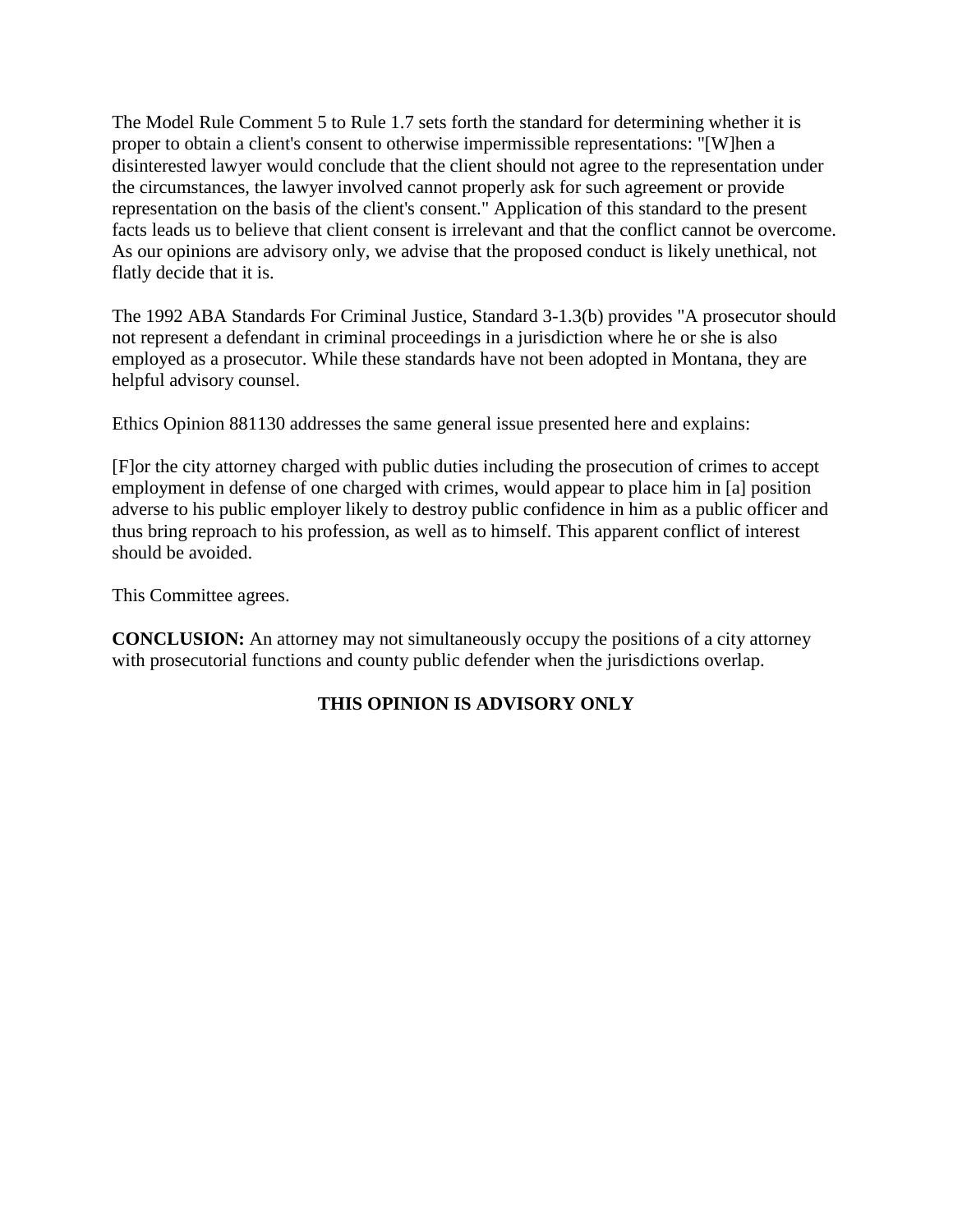The Model Rule Comment 5 to Rule 1.7 sets forth the standard for determining whether it is proper to obtain a client's consent to otherwise impermissible representations: "[W]hen a disinterested lawyer would conclude that the client should not agree to the representation under the circumstances, the lawyer involved cannot properly ask for such agreement or provide representation on the basis of the client's consent." Application of this standard to the present facts leads us to believe that client consent is irrelevant and that the conflict cannot be overcome. As our opinions are advisory only, we advise that the proposed conduct is likely unethical, not flatly decide that it is.

The 1992 ABA Standards For Criminal Justice, Standard 3-1.3(b) provides "A prosecutor should not represent a defendant in criminal proceedings in a jurisdiction where he or she is also employed as a prosecutor. While these standards have not been adopted in Montana, they are helpful advisory counsel.

Ethics Opinion 881130 addresses the same general issue presented here and explains:

[F]or the city attorney charged with public duties including the prosecution of crimes to accept employment in defense of one charged with crimes, would appear to place him in [a] position adverse to his public employer likely to destroy public confidence in him as a public officer and thus bring reproach to his profession, as well as to himself. This apparent conflict of interest should be avoided.

This Committee agrees.

**CONCLUSION:** An attorney may not simultaneously occupy the positions of a city attorney with prosecutorial functions and county public defender when the jurisdictions overlap.

**THIS OPINION IS ADVISORY ONLY**